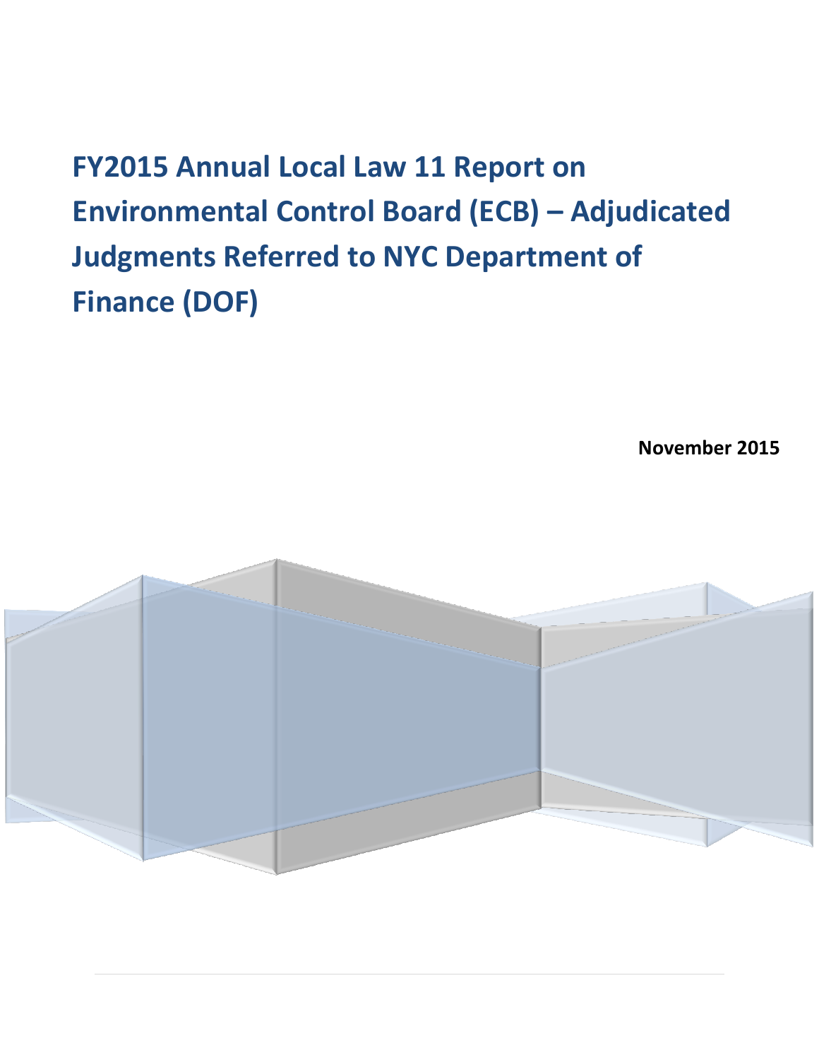# FY2015 Annual Local Law 11 Report on Environmental Control Board (ECB) – Adjudicated Judgments Referred to NYC Department of Finance (DOF)

**November 2015**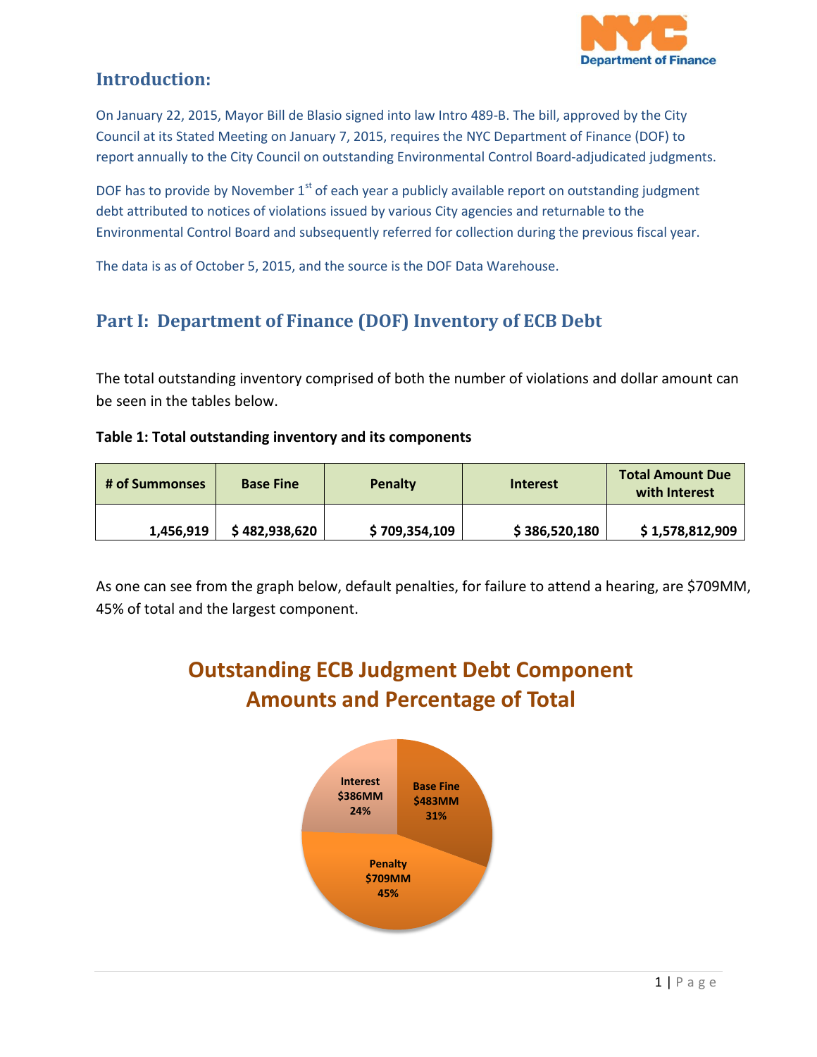## Introduction:

On January 22, 2015, Mayor Bill de Blasio signed into law Intro 489-B. The bill, approved by the City Council at its Stated Meeting on January 7, 2015, requires the NYC Department of Finance (DOF) to report annually to the City Council on outstanding Environmental Control Board-adjudicated judgments.

DOF has to provide by November 1st of each year a publicly available report on outstanding judgment debt attributed to notices of violations issued by various City agencies and returnable to the Environmental Control Board and subsequently referred for collection during the previous fiscal year.

The data is as of October 5, 2015, and the source is the DOF Data Warehouse.

## Part I: Department of Finance (DOF) Inventory of ECB Debt

The total outstanding inventory comprised of both the number of violations and dollar amount can be seen in the tables below.

**Table 1: Total outstanding inventory and its components**

| # of Summonses | Base Fine | Penalty | Interest | Total Amount Due with Interest |
|---|---|---|---|---|
| 1,456,919 | $ 482,938,620 | $ 709,354,109 | $ 386,520,180 | $ 1,578,812,909 |

As one can see from the graph below, default penalties, for failure to attend a hearing, are $709MM, 45% of total and the largest component.

**Outstanding ECB Judgment Debt Component Amounts and Percentage of Total**

| Component | Amount | Percentage |
|---|---|---|
| Base Fine | $483MM | 31% |
| Penalty | $709MM | 45% |
| Interest | $386MM | 24% |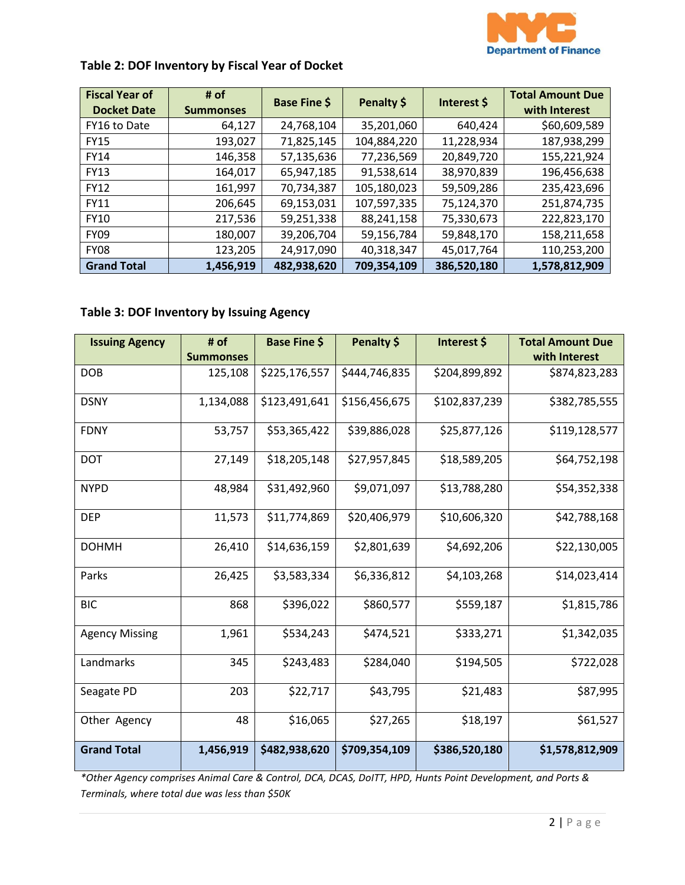**Table 2: DOF Inventory by Fiscal Year of Docket**

| Fiscal Year of Docket Date | # of Summonses | Base Fine $ | Penalty $ | Interest $ | Total Amount Due with Interest |
|---|---|---|---|---|---|
| FY16 to Date | 64,127 | 24,768,104 | 35,201,060 | 640,424 | $60,609,589 |
| FY15 | 193,027 | 71,825,145 | 104,884,220 | 11,228,934 | 187,938,299 |
| FY14 | 146,358 | 57,135,636 | 77,236,569 | 20,849,720 | 155,221,924 |
| FY13 | 164,017 | 65,947,185 | 91,538,614 | 38,970,839 | 196,456,638 |
| FY12 | 161,997 | 70,734,387 | 105,180,023 | 59,509,286 | 235,423,696 |
| FY11 | 206,645 | 69,153,031 | 107,597,335 | 75,124,370 | 251,874,735 |
| FY10 | 217,536 | 59,251,338 | 88,241,158 | 75,330,673 | 222,823,170 |
| FY09 | 180,007 | 39,206,704 | 59,156,784 | 59,848,170 | 158,211,658 |
| FY08 | 123,205 | 24,917,090 | 40,318,347 | 45,017,764 | 110,253,200 |
| **Grand Total** | **1,456,919** | **482,938,620** | **709,354,109** | **386,520,180** | **1,578,812,909** |

**Table 3: DOF Inventory by Issuing Agency**

| Issuing Agency | # of Summonses | Base Fine $ | Penalty $ | Interest $ | Total Amount Due with Interest |
|---|---|---|---|---|---|
| DOB | 125,108 | $225,176,557 | $444,746,835 | $204,899,892 | $874,823,283 |
| DSNY | 1,134,088 | $123,491,641 | $156,456,675 | $102,837,239 | $382,785,555 |
| FDNY | 53,757 | $53,365,422 | $39,886,028 | $25,877,126 | $119,128,577 |
| DOT | 27,149 | $18,205,148 | $27,957,845 | $18,589,205 | $64,752,198 |
| NYPD | 48,984 | $31,492,960 | $9,071,097 | $13,788,280 | $54,352,338 |
| DEP | 11,573 | $11,774,869 | $20,406,979 | $10,606,320 | $42,788,168 |
| DOHMH | 26,410 | $14,636,159 | $2,801,639 | $4,692,206 | $22,130,005 |
| Parks | 26,425 | $3,583,334 | $6,336,812 | $4,103,268 | $14,023,414 |
| BIC | 868 | $396,022 | $860,577 | $559,187 | $1,815,786 |
| Agency Missing | 1,961 | $534,243 | $474,521 | $333,271 | $1,342,035 |
| Landmarks | 345 | $243,483 | $284,040 | $194,505 | $722,028 |
| Seagate PD | 203 | $22,717 | $43,795 | $21,483 | $87,995 |
| Other Agency | 48 | $16,065 | $27,265 | $18,197 | $61,527 |
| **Grand Total** | **1,456,919** | **$482,938,620** | **$709,354,109** | **$386,520,180** | **$1,578,812,909** |

*\*Other Agency comprises Animal Care & Control, DCA, DCAS, DoITT, HPD, Hunts Point Development, and Ports & Terminals, where total due was less than $50K*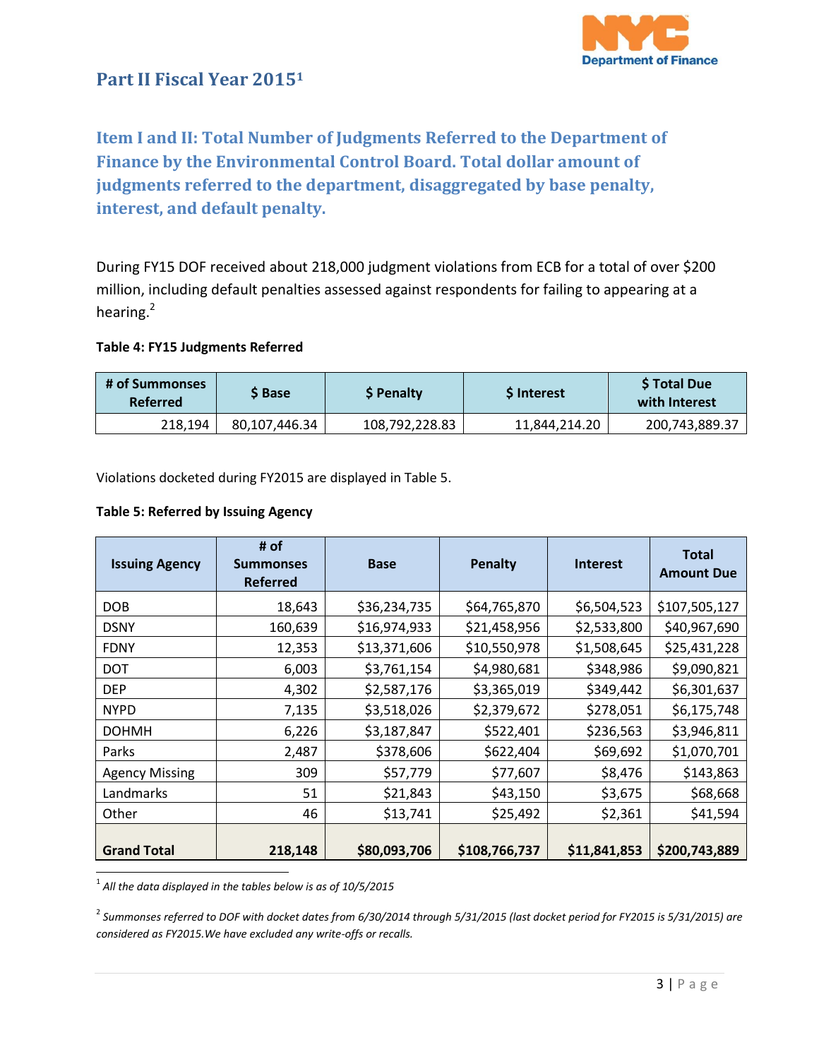## Part II Fiscal Year 2015[1]

### Item I and II: Total Number of Judgments Referred to the Department of Finance by the Environmental Control Board. Total dollar amount of judgments referred to the department, disaggregated by base penalty, interest, and default penalty.

During FY15 DOF received about 218,000 judgment violations from ECB for a total of over $200 million, including default penalties assessed against respondents for failing to appearing at a hearing.[2]

**Table 4: FY15 Judgments Referred**

| # of Summonses Referred | $ Base | $ Penalty | $ Interest | $ Total Due with Interest |
|---|---|---|---|---|
| 218,194 | 80,107,446.34 | 108,792,228.83 | 11,844,214.20 | 200,743,889.37 |

Violations docketed during FY2015 are displayed in Table 5.

**Table 5: Referred by Issuing Agency**

| Issuing Agency | # of Summonses Referred | Base | Penalty | Interest | Total Amount Due |
|---|---|---|---|---|---|
| DOB | 18,643 | $36,234,735 | $64,765,870 | $6,504,523 | $107,505,127 |
| DSNY | 160,639 | $16,974,933 | $21,458,956 | $2,533,800 | $40,967,690 |
| FDNY | 12,353 | $13,371,606 | $10,550,978 | $1,508,645 | $25,431,228 |
| DOT | 6,003 | $3,761,154 | $4,980,681 | $348,986 | $9,090,821 |
| DEP | 4,302 | $2,587,176 | $3,365,019 | $349,442 | $6,301,637 |
| NYPD | 7,135 | $3,518,026 | $2,379,672 | $278,051 | $6,175,748 |
| DOHMH | 6,226 | $3,187,847 | $522,401 | $236,563 | $3,946,811 |
| Parks | 2,487 | $378,606 | $622,404 | $69,692 | $1,070,701 |
| Agency Missing | 309 | $57,779 | $77,607 | $8,476 | $143,863 |
| Landmarks | 51 | $21,843 | $43,150 | $3,675 | $68,668 |
| Other | 46 | $13,741 | $25,492 | $2,361 | $41,594 |
| **Grand Total** | **218,148** | **$80,093,706** | **$108,766,737** | **$11,841,853** | **$200,743,889** |

[1] *All the data displayed in the tables below is as of 10/5/2015*

[2] *Summonses referred to DOF with docket dates from 6/30/2014 through 5/31/2015 (last docket period for FY2015 is 5/31/2015) are considered as FY2015.We have excluded any write-offs or recalls.*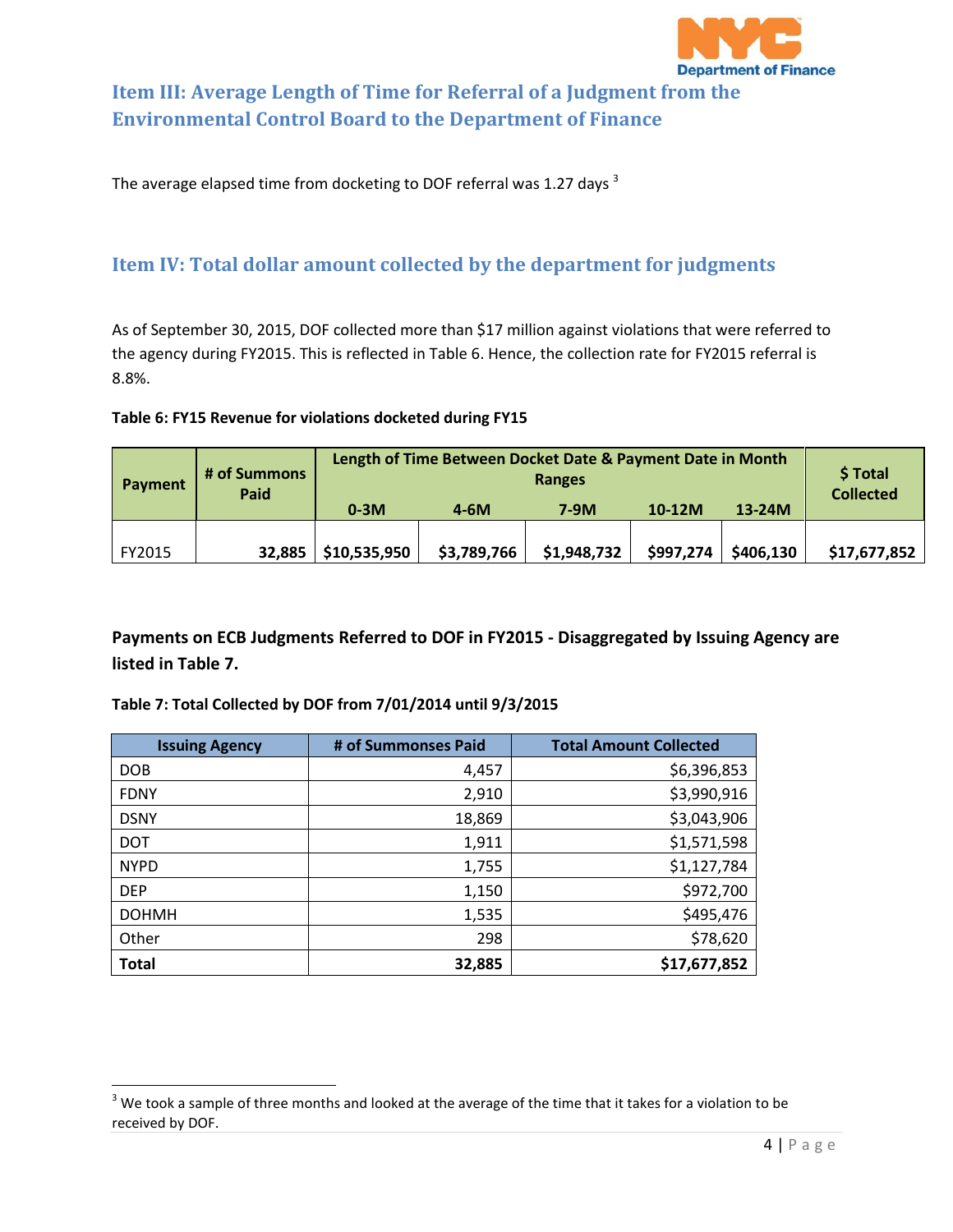## Item III: Average Length of Time for Referral of a Judgment from the Environmental Control Board to the Department of Finance

The average elapsed time from docketing to DOF referral was 1.27 days [3]

## Item IV: Total dollar amount collected by the department for judgments

As of September 30, 2015, DOF collected more than $17 million against violations that were referred to the agency during FY2015. This is reflected in Table 6. Hence, the collection rate for FY2015 referral is 8.8%.

**Table 6: FY15 Revenue for violations docketed during FY15**

| Payment | # of Summons Paid | Length of Time Between Docket Date & Payment Date in Month Ranges | | | | | $ Total Collected |
|---|---|---|---|---|---|---|---|
| | | 0-3M | 4-6M | 7-9M | 10-12M | 13-24M | |
| FY2015 | 32,885 | $10,535,950 | $3,789,766 | $1,948,732 | $997,274 | $406,130 | $17,677,852 |

**Payments on ECB Judgments Referred to DOF in FY2015 - Disaggregated by Issuing Agency are listed in Table 7.**

**Table 7: Total Collected by DOF from 7/01/2014 until 9/3/2015**

| Issuing Agency | # of Summonses Paid | Total Amount Collected |
|---|---|---|
| DOB | 4,457 | $6,396,853 |
| FDNY | 2,910 | $3,990,916 |
| DSNY | 18,869 | $3,043,906 |
| DOT | 1,911 | $1,571,598 |
| NYPD | 1,755 | $1,127,784 |
| DEP | 1,150 | $972,700 |
| DOHMH | 1,535 | $495,476 |
| Other | 298 | $78,620 |
| **Total** | **32,885** | **$17,677,852** |

[3] We took a sample of three months and looked at the average of the time that it takes for a violation to be received by DOF.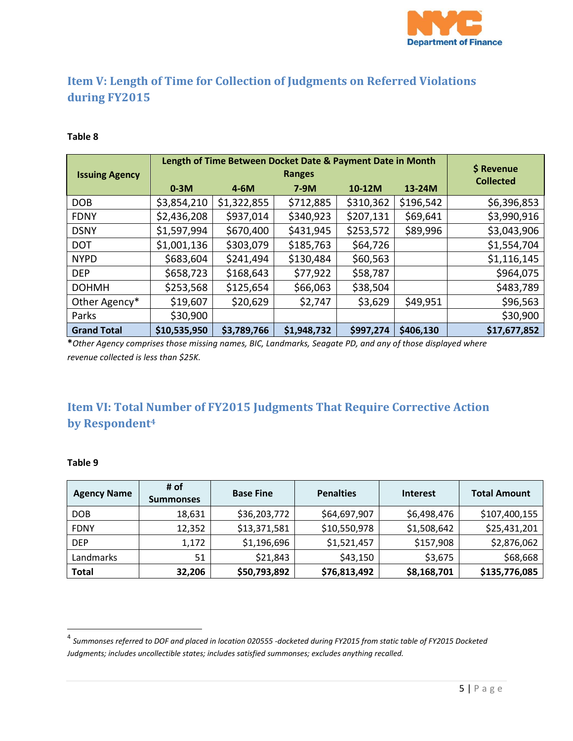## Item V: Length of Time for Collection of Judgments on Referred Violations during FY2015

**Table 8**

| Issuing Agency | Length of Time Between Docket Date & Payment Date in Month Ranges | | | | | $ Revenue Collected |
|---|---|---|---|---|---|---|
| | 0-3M | 4-6M | 7-9M | 10-12M | 13-24M | |
| DOB | $3,854,210 | $1,322,855 | $712,885 | $310,362 | $196,542 | $6,396,853 |
| FDNY | $2,436,208 | $937,014 | $340,923 | $207,131 | $69,641 | $3,990,916 |
| DSNY | $1,597,994 | $670,400 | $431,945 | $253,572 | $89,996 | $3,043,906 |
| DOT | $1,001,136 | $303,079 | $185,763 | $64,726 | | $1,554,704 |
| NYPD | $683,604 | $241,494 | $130,484 | $60,563 | | $1,116,145 |
| DEP | $658,723 | $168,643 | $77,922 | $58,787 | | $964,075 |
| DOHMH | $253,568 | $125,654 | $66,063 | $38,504 | | $483,789 |
| Other Agency* | $19,607 | $20,629 | $2,747 | $3,629 | $49,951 | $96,563 |
| Parks | $30,900 | | | | | $30,900 |
| **Grand Total** | **$10,535,950** | **$3,789,766** | **$1,948,732** | **$997,274** | **$406,130** | **$17,677,852** |

**\***_Other Agency comprises those missing names, BIC, Landmarks, Seagate PD, and any of those displayed where revenue collected is less than $25K._

## Item VI: Total Number of FY2015 Judgments That Require Corrective Action by Respondent[4]

**Table 9**

| Agency Name | # of Summonses | Base Fine | Penalties | Interest | Total Amount |
|---|---|---|---|---|---|
| DOB | 18,631 | $36,203,772 | $64,697,907 | $6,498,476 | $107,400,155 |
| FDNY | 12,352 | $13,371,581 | $10,550,978 | $1,508,642 | $25,431,201 |
| DEP | 1,172 | $1,196,696 | $1,521,457 | $157,908 | $2,876,062 |
| Landmarks | 51 | $21,843 | $43,150 | $3,675 | $68,668 |
| **Total** | **32,206** | **$50,793,892** | **$76,813,492** | **$8,168,701** | **$135,776,085** |

[4] _Summonses referred to DOF and placed in location 020555 -docketed during FY2015 from static table of FY2015 Docketed Judgments; includes uncollectible states; includes satisfied summonses; excludes anything recalled._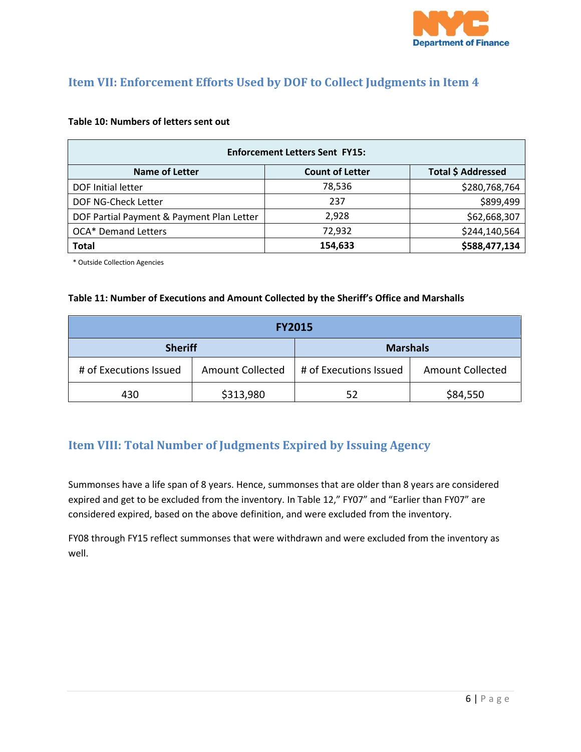## Item VII: Enforcement Efforts Used by DOF to Collect Judgments in Item 4

**Table 10: Numbers of letters sent out**

| Enforcement Letters Sent FY15: | | |
|---|---|---|
| **Name of Letter** | **Count of Letter** | **Total $ Addressed** |
| DOF Initial letter | 78,536 | $280,768,764 |
| DOF NG-Check Letter | 237 | $899,499 |
| DOF Partial Payment & Payment Plan Letter | 2,928 | $62,668,307 |
| OCA* Demand Letters | 72,932 | $244,140,564 |
| **Total** | **154,633** | **$588,477,134** |

* Outside Collection Agencies

**Table 11: Number of Executions and Amount Collected by the Sheriff's Office and Marshalls**

| FY2015 | | | |
|---|---|---|---|
| **Sheriff** | | **Marshals** | |
| # of Executions Issued | Amount Collected | # of Executions Issued | Amount Collected |
| 430 | $313,980 | 52 | $84,550 |

## Item VIII: Total Number of Judgments Expired by Issuing Agency

Summonses have a life span of 8 years. Hence, summonses that are older than 8 years are considered expired and get to be excluded from the inventory. In Table 12," FY07" and "Earlier than FY07" are considered expired, based on the above definition, and were excluded from the inventory.

FY08 through FY15 reflect summonses that were withdrawn and were excluded from the inventory as well.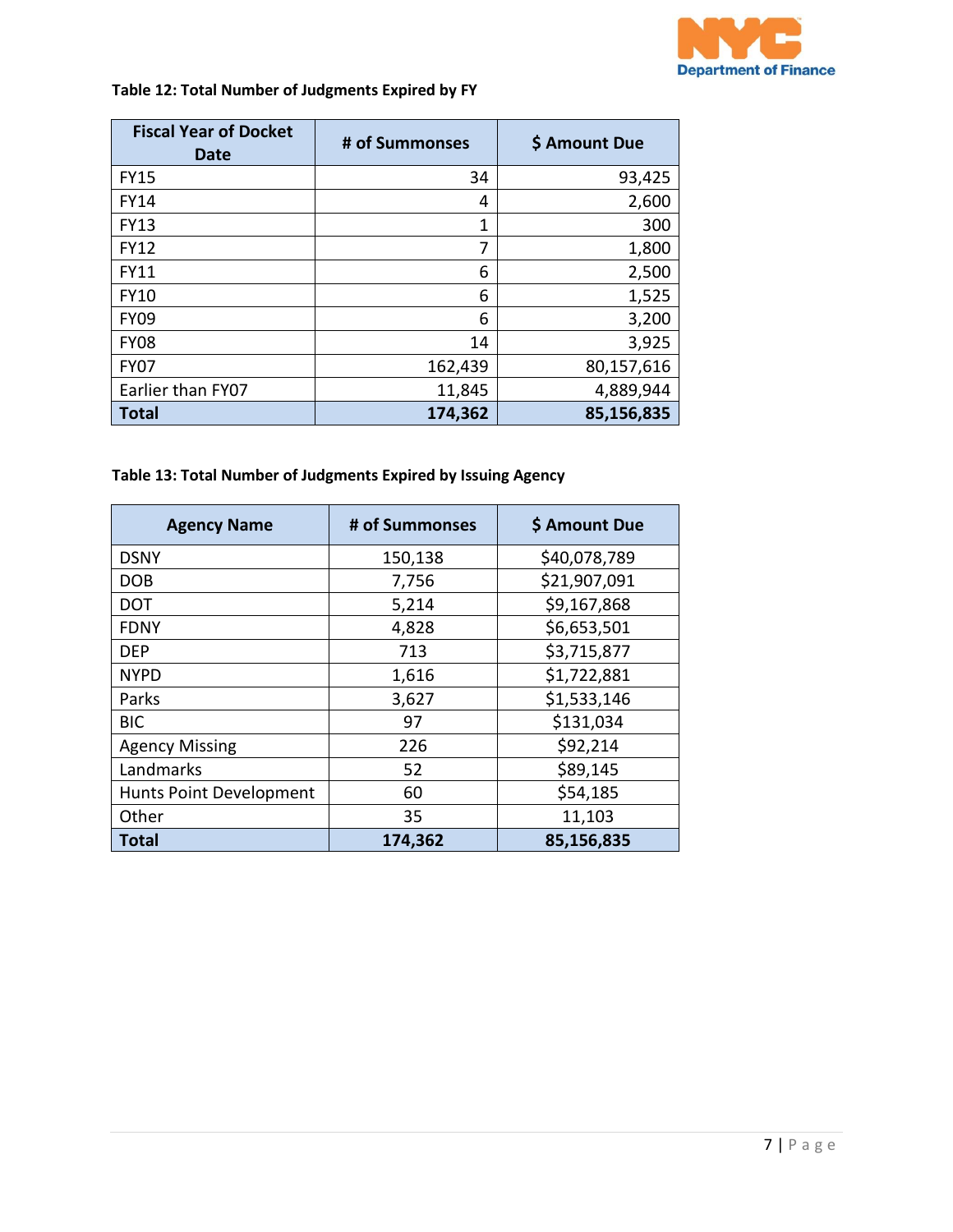**Table 12: Total Number of Judgments Expired by FY**

| Fiscal Year of Docket Date | # of Summonses | $ Amount Due |
|---|---|---|
| FY15 | 34 | 93,425 |
| FY14 | 4 | 2,600 |
| FY13 | 1 | 300 |
| FY12 | 7 | 1,800 |
| FY11 | 6 | 2,500 |
| FY10 | 6 | 1,525 |
| FY09 | 6 | 3,200 |
| FY08 | 14 | 3,925 |
| FY07 | 162,439 | 80,157,616 |
| Earlier than FY07 | 11,845 | 4,889,944 |
| **Total** | **174,362** | **85,156,835** |

**Table 13: Total Number of Judgments Expired by Issuing Agency**

| Agency Name | # of Summonses | $ Amount Due |
|---|---|---|
| DSNY | 150,138 | $40,078,789 |
| DOB | 7,756 | $21,907,091 |
| DOT | 5,214 | $9,167,868 |
| FDNY | 4,828 | $6,653,501 |
| DEP | 713 | $3,715,877 |
| NYPD | 1,616 | $1,722,881 |
| Parks | 3,627 | $1,533,146 |
| BIC | 97 | $131,034 |
| Agency Missing | 226 | $92,214 |
| Landmarks | 52 | $89,145 |
| Hunts Point Development | 60 | $54,185 |
| Other | 35 | 11,103 |
| **Total** | **174,362** | **85,156,835** |